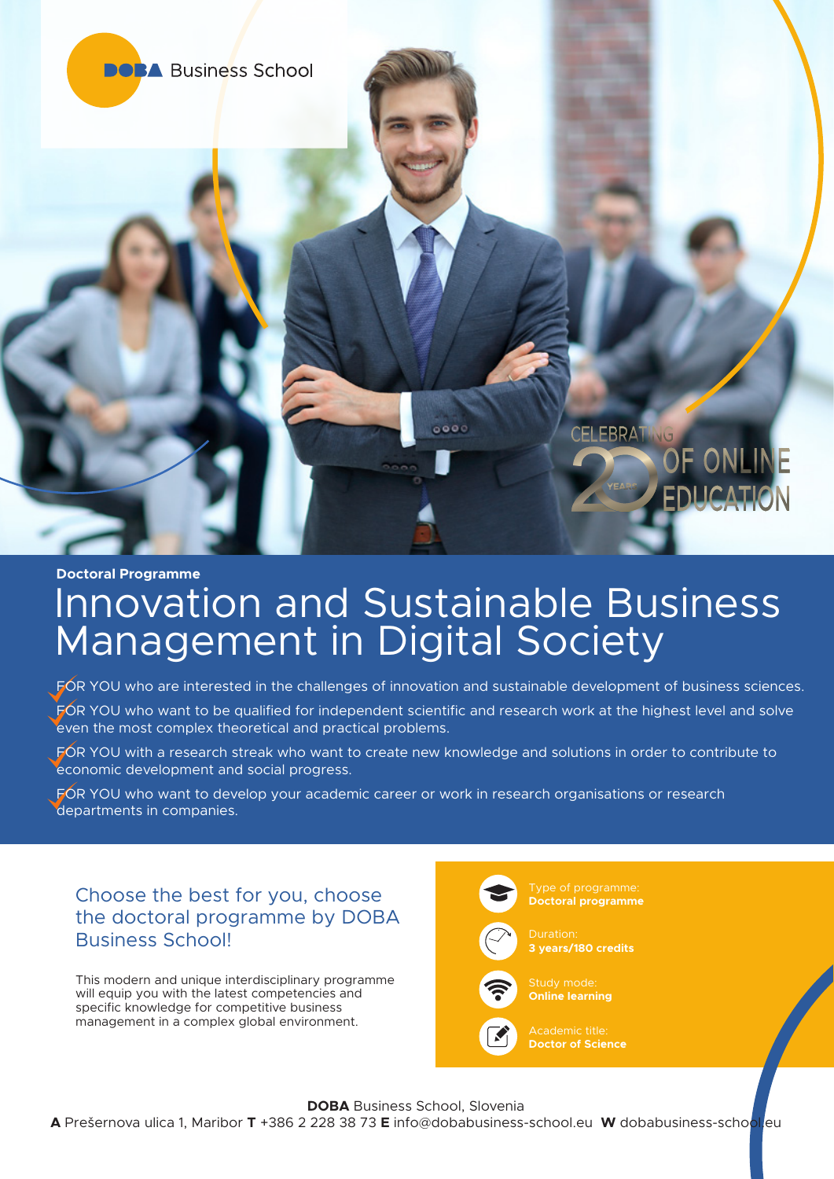DOBA Business School

CELEBRATING 20 YEARS OF ONLINE EDUCATION

**Doctoral Programme**

# Innovation and Sustainable Business Management in Digital Society

- FOR YOU who are interested in the challenges of innovation and sustainable development of business sciences.
- FOR YOU who want to be qualified for independent scientific and research work at the highest level and solve even the most complex theoretical and practical problems.
- FOR YOU with a research streak who want to create new knowledge and solutions in order to contribute to economic development and social progress.
- FOR YOU who want to develop your academic career or work in research organisations or research departments in companies.

## Choose the best for you, choose the doctoral programme by DOBA Business School!

This modern and unique interdisciplinary programme will equip you with the latest competencies and specific knowledge for competitive business management in a complex global environment.

Type of programme:
**Doctoral programme**

Duration:
**3 years/180 credits**

Study mode:
**Online learning**

Academic title:
**Doctor of Science**

**DOBA** Business School, Slovenia
**A** Prešernova ulica 1, Maribor **T** +386 2 228 38 73 **E** info@dobabusiness-school.eu **W** dobabusiness-school.eu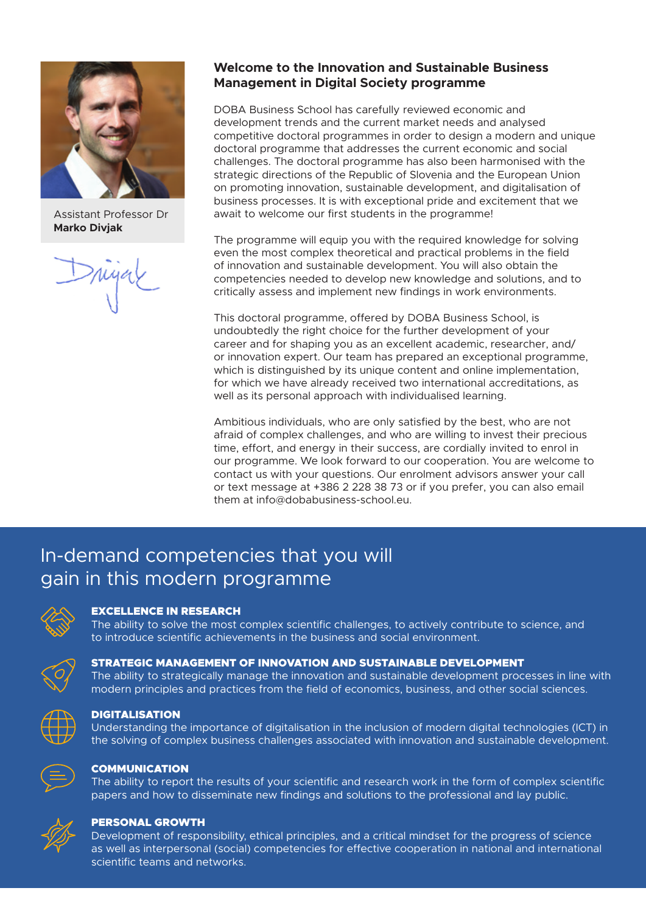Assistant Professor Dr
**Marko Divjak**

## Welcome to the Innovation and Sustainable Business Management in Digital Society programme

DOBA Business School has carefully reviewed economic and development trends and the current market needs and analysed competitive doctoral programmes in order to design a modern and unique doctoral programme that addresses the current economic and social challenges. The doctoral programme has also been harmonised with the strategic directions of the Republic of Slovenia and the European Union on promoting innovation, sustainable development, and digitalisation of business processes. It is with exceptional pride and excitement that we await to welcome our first students in the programme!

The programme will equip you with the required knowledge for solving even the most complex theoretical and practical problems in the field of innovation and sustainable development. You will also obtain the competencies needed to develop new knowledge and solutions, and to critically assess and implement new findings in work environments.

This doctoral programme, offered by DOBA Business School, is undoubtedly the right choice for the further development of your career and for shaping you as an excellent academic, researcher, and/or innovation expert. Our team has prepared an exceptional programme, which is distinguished by its unique content and online implementation, for which we have already received two international accreditations, as well as its personal approach with individualised learning.

Ambitious individuals, who are only satisfied by the best, who are not afraid of complex challenges, and who are willing to invest their precious time, effort, and energy in their success, are cordially invited to enrol in our programme. We look forward to our cooperation. You are welcome to contact us with your questions. Our enrolment advisors answer your call or text message at +386 2 228 38 73 or if you prefer, you can also email them at info@dobabusiness-school.eu.

## In-demand competencies that you will gain in this modern programme

**EXCELLENCE IN RESEARCH**
The ability to solve the most complex scientific challenges, to actively contribute to science, and to introduce scientific achievements in the business and social environment.

**STRATEGIC MANAGEMENT OF INNOVATION AND SUSTAINABLE DEVELOPMENT**
The ability to strategically manage the innovation and sustainable development processes in line with modern principles and practices from the field of economics, business, and other social sciences.

**DIGITALISATION**
Understanding the importance of digitalisation in the inclusion of modern digital technologies (ICT) in the solving of complex business challenges associated with innovation and sustainable development.

**COMMUNICATION**
The ability to report the results of your scientific and research work in the form of complex scientific papers and how to disseminate new findings and solutions to the professional and lay public.

**PERSONAL GROWTH**
Development of responsibility, ethical principles, and a critical mindset for the progress of science as well as interpersonal (social) competencies for effective cooperation in national and international scientific teams and networks.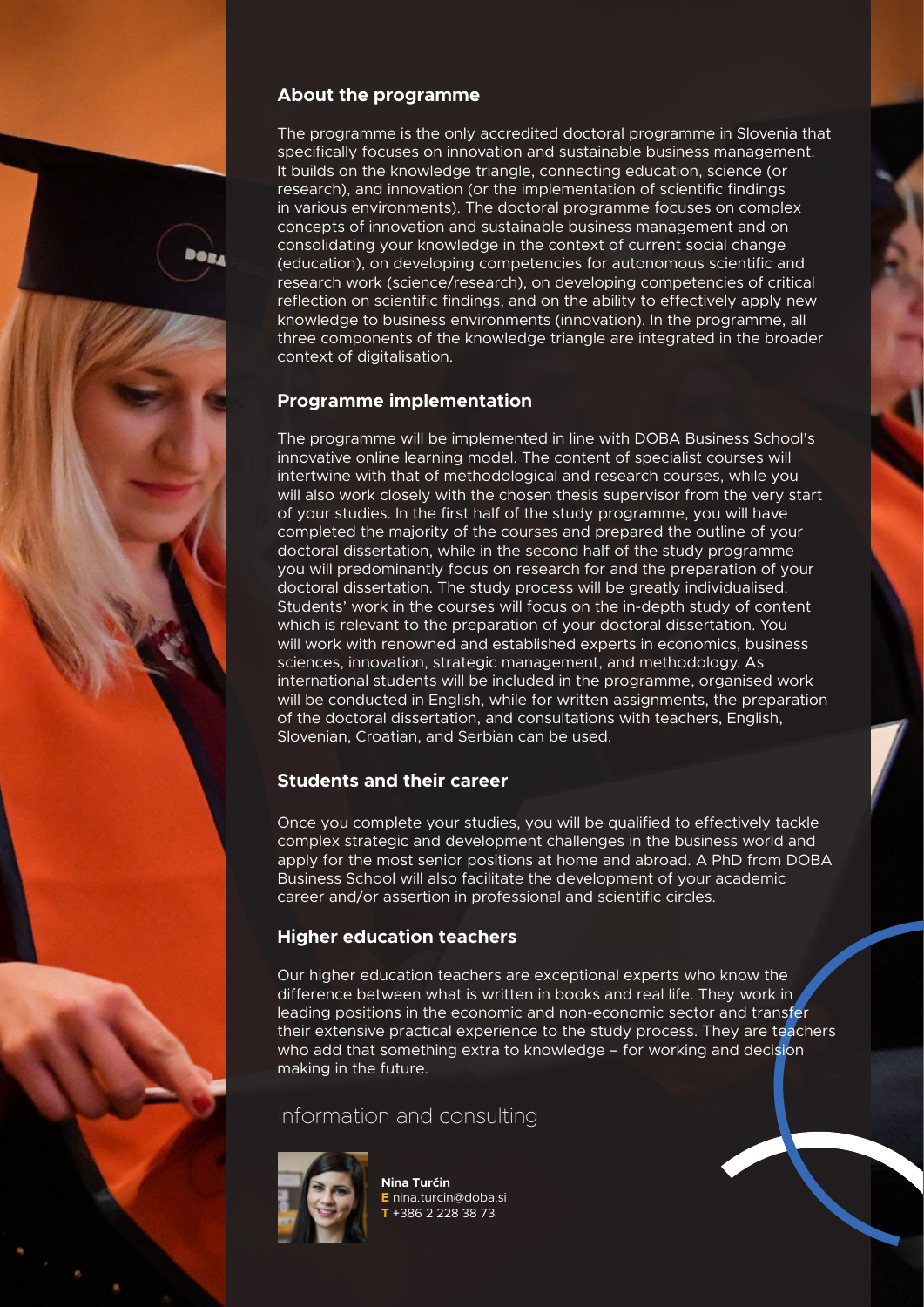## About the programme

The programme is the only accredited doctoral programme in Slovenia that specifically focuses on innovation and sustainable business management. It builds on the knowledge triangle, connecting education, science (or research), and innovation (or the implementation of scientific findings in various environments). The doctoral programme focuses on complex concepts of innovation and sustainable business management and on consolidating your knowledge in the context of current social change (education), on developing competencies for autonomous scientific and research work (science/research), on developing competencies of critical reflection on scientific findings, and on the ability to effectively apply new knowledge to business environments (innovation). In the programme, all three components of the knowledge triangle are integrated in the broader context of digitalisation.

## Programme implementation

The programme will be implemented in line with DOBA Business School's innovative online learning model. The content of specialist courses will intertwine with that of methodological and research courses, while you will also work closely with the chosen thesis supervisor from the very start of your studies. In the first half of the study programme, you will have completed the majority of the courses and prepared the outline of your doctoral dissertation, while in the second half of the study programme you will predominantly focus on research for and the preparation of your doctoral dissertation. The study process will be greatly individualised. Students' work in the courses will focus on the in-depth study of content which is relevant to the preparation of your doctoral dissertation. You will work with renowned and established experts in economics, business sciences, innovation, strategic management, and methodology. As international students will be included in the programme, organised work will be conducted in English, while for written assignments, the preparation of the doctoral dissertation, and consultations with teachers, English, Slovenian, Croatian, and Serbian can be used.

## Students and their career

Once you complete your studies, you will be qualified to effectively tackle complex strategic and development challenges in the business world and apply for the most senior positions at home and abroad. A PhD from DOBA Business School will also facilitate the development of your academic career and/or assertion in professional and scientific circles.

## Higher education teachers

Our higher education teachers are exceptional experts who know the difference between what is written in books and real life. They work in leading positions in the economic and non-economic sector and transfer their extensive practical experience to the study process. They are teachers who add that something extra to knowledge – for working and decision making in the future.

## Information and consulting

**Nina Turčin**
**E** nina.turcin@doba.si
**T** +386 2 228 38 73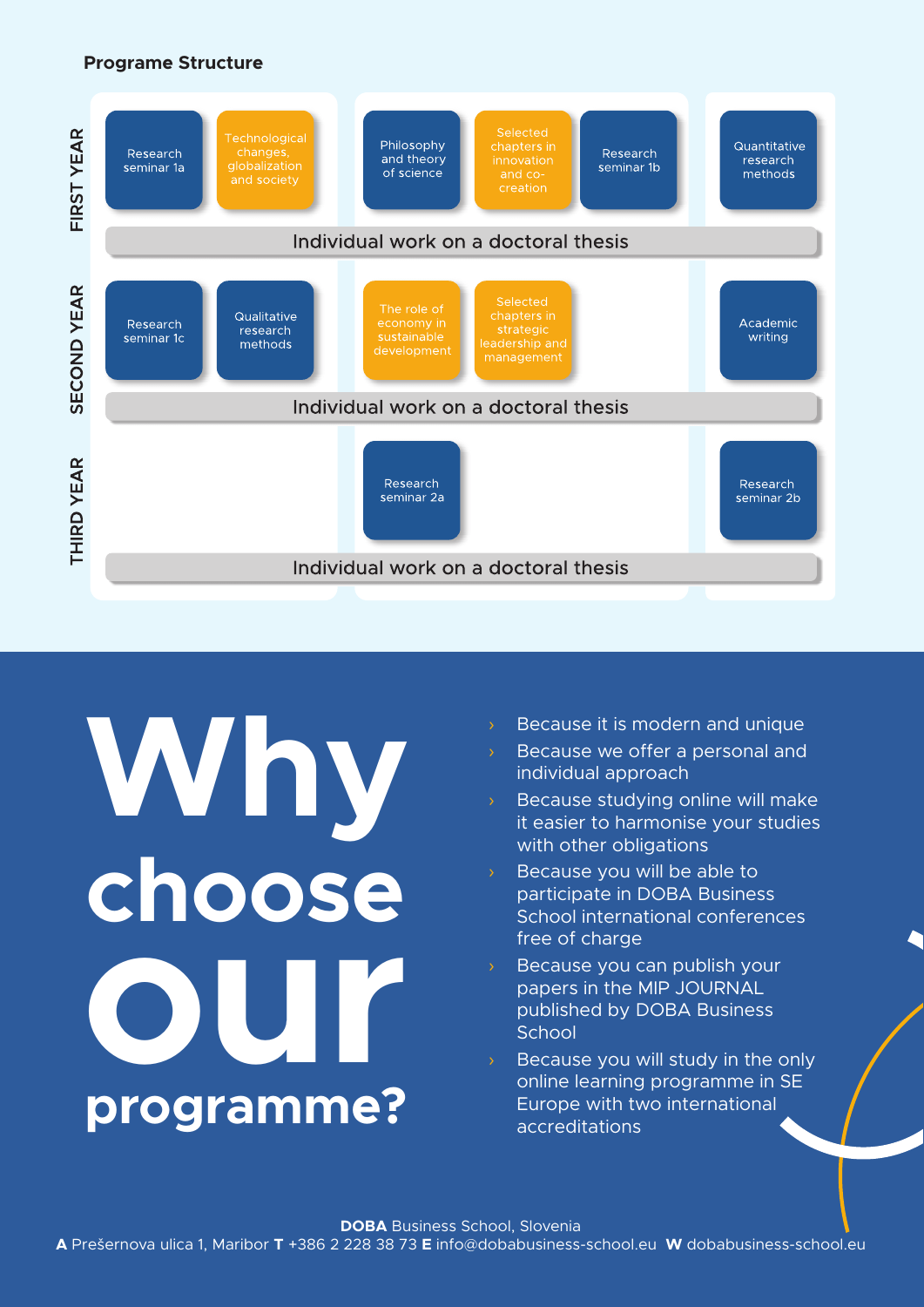## Programe Structure

**FIRST YEAR**

- Research seminar 1a
- Technological changes, globalization and society
- Philosophy and theory of science
- Selected chapters in innovation and co-creation
- Research seminar 1b
- Quantitative research methods

Individual work on a doctoral thesis

**SECOND YEAR**

- Research seminar 1c
- Qualitative research methods
- The role of economy in sustainable development
- Selected chapters in strategic leadership and management
- Academic writing

Individual work on a doctoral thesis

**THIRD YEAR**

- Research seminar 2a
- Research seminar 2b

Individual work on a doctoral thesis

# Why choose our programme?

- Because it is modern and unique
- Because we offer a personal and individual approach
- Because studying online will make it easier to harmonise your studies with other obligations
- Because you will be able to participate in DOBA Business School international conferences free of charge
- Because you can publish your papers in the MIP JOURNAL published by DOBA Business School
- Because you will study in the only online learning programme in SE Europe with two international accreditations

**DOBA** Business School, Slovenia
**A** Prešernova ulica 1, Maribor **T** +386 2 228 38 73 **E** info@dobabusiness-school.eu **W** dobabusiness-school.eu